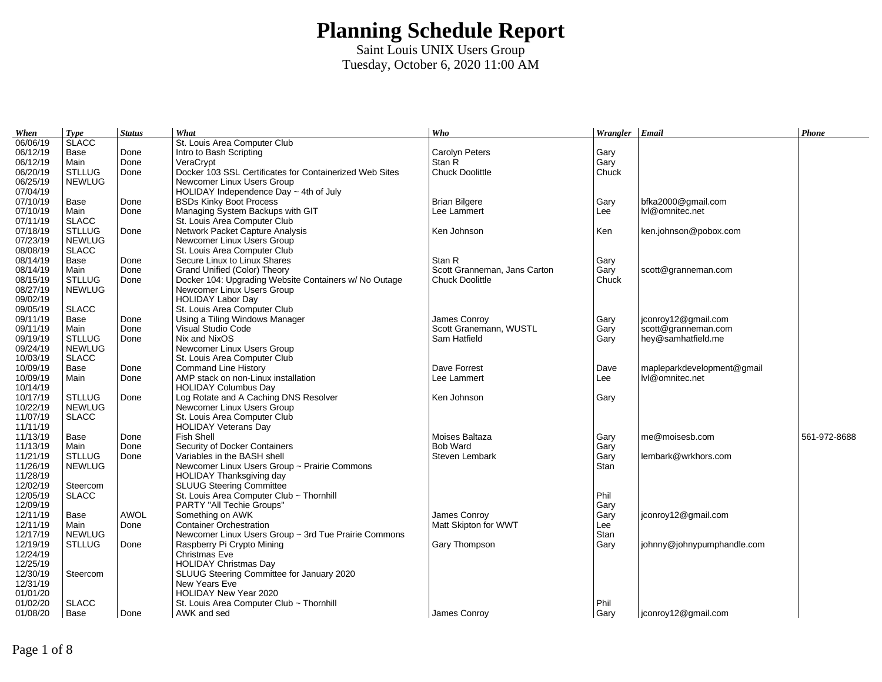# Planning Schedule Report

Saint Louis UNIX Users Group

Tuesday, October 6, 2020 11:00 AM

| When | Type | Status | What | Who | Wrangler | Email | Phone |
|---|---|---|---|---|---|---|---|
| 06/06/19 | SLACC | | St. Louis Area Computer Club | | | | |
| 06/12/19 | Base | Done | Intro to Bash Scripting | Carolyn Peters | Gary | | |
| 06/12/19 | Main | Done | VeraCrypt | Stan R | Gary | | |
| 06/20/19 | STLLUG | Done | Docker 103 SSL Certificates for Containerized Web Sites | Chuck Doolittle | Chuck | | |
| 06/25/19 | NEWLUG | | Newcomer Linux Users Group | | | | |
| 07/04/19 | | | HOLIDAY Independence Day ~ 4th of July | | | | |
| 07/10/19 | Base | Done | BSDs Kinky Boot Process | Brian Bilgere | Gary | bfka2000@gmail.com | |
| 07/10/19 | Main | Done | Managing System Backups with GIT | Lee Lammert | Lee | lvl@omnitec.net | |
| 07/11/19 | SLACC | | St. Louis Area Computer Club | | | | |
| 07/18/19 | STLLUG | Done | Network Packet Capture Analysis | Ken Johnson | Ken | ken.johnson@pobox.com | |
| 07/23/19 | NEWLUG | | Newcomer Linux Users Group | | | | |
| 08/08/19 | SLACC | | St. Louis Area Computer Club | | | | |
| 08/14/19 | Base | Done | Secure Linux to Linux Shares | Stan R | Gary | | |
| 08/14/19 | Main | Done | Grand Unified (Color) Theory | Scott Granneman, Jans Carton | Gary | scott@granneman.com | |
| 08/15/19 | STLLUG | Done | Docker 104: Upgrading Website Containers w/ No Outage | Chuck Doolittle | Chuck | | |
| 08/27/19 | NEWLUG | | Newcomer Linux Users Group | | | | |
| 09/02/19 | | | HOLIDAY Labor Day | | | | |
| 09/05/19 | SLACC | | St. Louis Area Computer Club | | | | |
| 09/11/19 | Base | Done | Using a Tiling Windows Manager | James Conroy | Gary | jconroy12@gmail.com | |
| 09/11/19 | Main | Done | Visual Studio Code | Scott Granemann, WUSTL | Gary | scott@granneman.com | |
| 09/19/19 | STLLUG | Done | Nix and NixOS | Sam Hatfield | Gary | hey@samhatfield.me | |
| 09/24/19 | NEWLUG | | Newcomer Linux Users Group | | | | |
| 10/03/19 | SLACC | | St. Louis Area Computer Club | | | | |
| 10/09/19 | Base | Done | Command Line History | Dave Forrest | Dave | mapleparkdevelopment@gmail | |
| 10/09/19 | Main | Done | AMP stack on non-Linux installation | Lee Lammert | Lee | lvl@omnitec.net | |
| 10/14/19 | | | HOLIDAY Columbus Day | | | | |
| 10/17/19 | STLLUG | Done | Log Rotate and A Caching DNS Resolver | Ken Johnson | Gary | | |
| 10/22/19 | NEWLUG | | Newcomer Linux Users Group | | | | |
| 11/07/19 | SLACC | | St. Louis Area Computer Club | | | | |
| 11/11/19 | | | HOLIDAY Veterans Day | | | | |
| 11/13/19 | Base | Done | Fish Shell | Moises Baltaza | Gary | me@moisesb.com | 561-972-8688 |
| 11/13/19 | Main | Done | Security of Docker Containers | Bob Ward | Gary | | |
| 11/21/19 | STLLUG | Done | Variables in the BASH shell | Steven Lembark | Gary | lembark@wrkhors.com | |
| 11/26/19 | NEWLUG | | Newcomer Linux Users Group ~ Prairie Commons | | Stan | | |
| 11/28/19 | | | HOLIDAY Thanksgiving day | | | | |
| 12/02/19 | Steercom | | SLUUG Steering Committee | | | | |
| 12/05/19 | SLACC | | St. Louis Area Computer Club ~ Thornhill | | Phil | | |
| 12/09/19 | | | PARTY "All Techie Groups" | | Gary | | |
| 12/11/19 | Base | AWOL | Something on AWK | James Conroy | Gary | jconroy12@gmail.com | |
| 12/11/19 | Main | Done | Container Orchestration | Matt Skipton for WWT | Lee | | |
| 12/17/19 | NEWLUG | | Newcomer Linux Users Group ~ 3rd Tue Prairie Commons | | Stan | | |
| 12/19/19 | STLLUG | Done | Raspberry Pi Crypto Mining | Gary Thompson | Gary | johnny@johnypumphandle.com | |
| 12/24/19 | | | Christmas Eve | | | | |
| 12/25/19 | | | HOLIDAY Christmas Day | | | | |
| 12/30/19 | Steercom | | SLUUG Steering Committee for January 2020 | | | | |
| 12/31/19 | | | New Years Eve | | | | |
| 01/01/20 | | | HOLIDAY New Year 2020 | | | | |
| 01/02/20 | SLACC | | St. Louis Area Computer Club ~ Thornhill | | Phil | | |
| 01/08/20 | Base | Done | AWK and sed | James Conroy | Gary | jconroy12@gmail.com | |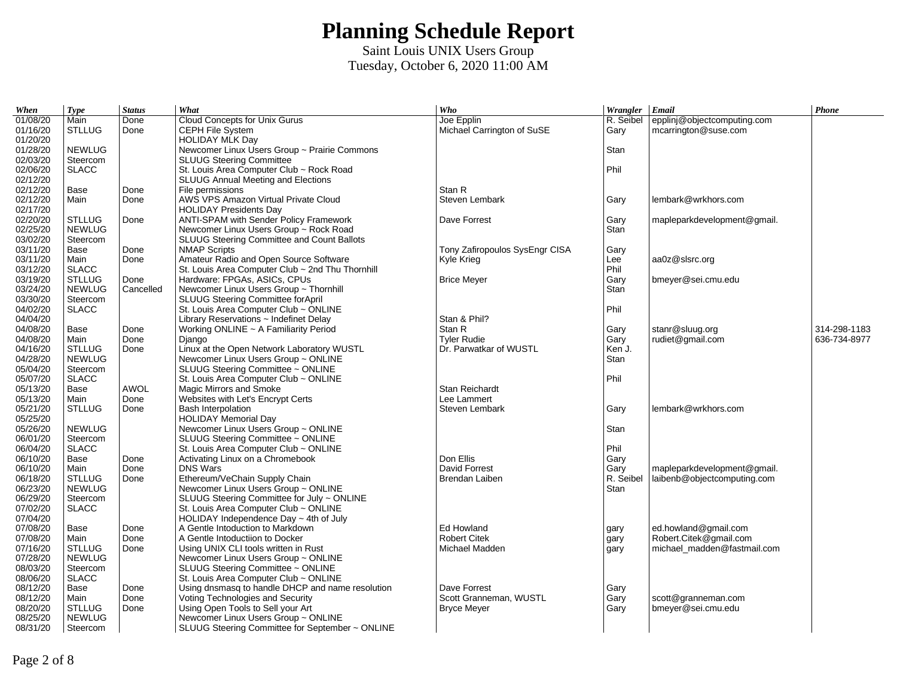# Planning Schedule Report

Saint Louis UNIX Users Group
Tuesday, October 6, 2020 11:00 AM

| When | Type | Status | What | Who | Wrangler | Email | Phone |
|---|---|---|---|---|---|---|---|
| 01/08/20 | Main | Done | Cloud Concepts for Unix Gurus | Joe Epplin | R. Seibel | epplinj@objectcomputing.com | |
| 01/16/20 | STLLUG | Done | CEPH File System | Michael Carrington of SuSE | Gary | mcarrington@suse.com | |
| 01/20/20 | | | HOLIDAY MLK Day | | | | |
| 01/28/20 | NEWLUG | | Newcomer Linux Users Group ~ Prairie Commons | | Stan | | |
| 02/03/20 | Steercom | | SLUUG Steering Committee | | | | |
| 02/06/20 | SLACC | | St. Louis Area Computer Club ~ Rock Road | | Phil | | |
| 02/12/20 | | | SLUUG Annual Meeting and Elections | | | | |
| 02/12/20 | Base | Done | File permissions | Stan R | | | |
| 02/12/20 | Main | Done | AWS VPS Amazon Virtual Private Cloud | Steven Lembark | Gary | lembark@wrkhors.com | |
| 02/17/20 | | | HOLIDAY Presidents Day | | | | |
| 02/20/20 | STLLUG | Done | ANTI-SPAM with Sender Policy Framework | Dave Forrest | Gary | mapleparkdevelopment@gmail. | |
| 02/25/20 | NEWLUG | | Newcomer Linux Users Group ~ Rock Road | | Stan | | |
| 03/02/20 | Steercom | | SLUUG Steering Committee and Count Ballots | | | | |
| 03/11/20 | Base | Done | NMAP Scripts | Tony Zafiropoulos SysEngr CISA | Gary | | |
| 03/11/20 | Main | Done | Amateur Radio and Open Source Software | Kyle Krieg | Lee | aa0z@slsrc.org | |
| 03/12/20 | SLACC | | St. Louis Area Computer Club ~ 2nd Thu Thornhill | | Phil | | |
| 03/19/20 | STLLUG | Done | Hardware: FPGAs, ASICs, CPUs | Brice Meyer | Gary | bmeyer@sei.cmu.edu | |
| 03/24/20 | NEWLUG | Cancelled | Newcomer Linux Users Group ~ Thornhill | | Stan | | |
| 03/30/20 | Steercom | | SLUUG Steering Committee forApril | | | | |
| 04/02/20 | SLACC | | St. Louis Area Computer Club ~ ONLINE | | Phil | | |
| 04/04/20 | | | Library Reservations ~ Indefinet Delay | Stan & Phil? | | | |
| 04/08/20 | Base | Done | Working ONLINE ~ A Familiarity Period | Stan R | Gary | stanr@sluug.org | 314-298-1183 |
| 04/08/20 | Main | Done | Django | Tyler Rudie | Gary | rudiet@gmail.com | 636-734-8977 |
| 04/16/20 | STLLUG | Done | Linux at the Open Network Laboratory WUSTL | Dr. Parwatkar of WUSTL | Ken J. | | |
| 04/28/20 | NEWLUG | | Newcomer Linux Users Group ~ ONLINE | | Stan | | |
| 05/04/20 | Steercom | | SLUUG Steering Committee ~ ONLINE | | | | |
| 05/07/20 | SLACC | | St. Louis Area Computer Club ~ ONLINE | | Phil | | |
| 05/13/20 | Base | AWOL | Magic Mirrors and Smoke | Stan Reichardt | | | |
| 05/13/20 | Main | Done | Websites with Let's Encrypt Certs | Lee Lammert | | | |
| 05/21/20 | STLLUG | Done | Bash Interpolation | Steven Lembark | Gary | lembark@wrkhors.com | |
| 05/25/20 | | | HOLIDAY Memorial Day | | | | |
| 05/26/20 | NEWLUG | | Newcomer Linux Users Group ~ ONLINE | | Stan | | |
| 06/01/20 | Steercom | | SLUUG Steering Committee ~ ONLINE | | | | |
| 06/04/20 | SLACC | | St. Louis Area Computer Club ~ ONLINE | | Phil | | |
| 06/10/20 | Base | Done | Activating Linux on a Chromebook | Don Ellis | Gary | | |
| 06/10/20 | Main | Done | DNS Wars | David Forrest | Gary | mapleparkdevelopment@gmail. | |
| 06/18/20 | STLLUG | Done | Ethereum/VeChain Supply Chain | Brendan Laiben | R. Seibel | laibenb@objectcomputing.com | |
| 06/23/20 | NEWLUG | | Newcomer Linux Users Group ~ ONLINE | | Stan | | |
| 06/29/20 | Steercom | | SLUUG Steering Committee for July ~ ONLINE | | | | |
| 07/02/20 | SLACC | | St. Louis Area Computer Club ~ ONLINE | | | | |
| 07/04/20 | | | HOLIDAY Independence Day ~ 4th of July | | | | |
| 07/08/20 | Base | Done | A Gentle Intoduction to Markdown | Ed Howland | gary | ed.howland@gmail.com | |
| 07/08/20 | Main | Done | A Gentle Intoductiion to Docker | Robert Citek | gary | Robert.Citek@gmail.com | |
| 07/16/20 | STLLUG | Done | Using UNIX CLI tools written in Rust | Michael Madden | gary | michael_madden@fastmail.com | |
| 07/28/20 | NEWLUG | | Newcomer Linux Users Group ~ ONLINE | | | | |
| 08/03/20 | Steercom | | SLUUG Steering Committee ~ ONLINE | | | | |
| 08/06/20 | SLACC | | St. Louis Area Computer Club ~ ONLINE | | | | |
| 08/12/20 | Base | Done | Using dnsmasq to handle DHCP and name resolution | Dave Forrest | Gary | | |
| 08/12/20 | Main | Done | Voting Technologies and Security | Scott Granneman, WUSTL | Gary | scott@granneman.com | |
| 08/20/20 | STLLUG | Done | Using Open Tools to Sell your Art | Bryce Meyer | Gary | bmeyer@sei.cmu.edu | |
| 08/25/20 | NEWLUG | | Newcomer Linux Users Group ~ ONLINE | | | | |
| 08/31/20 | Steercom | | SLUUG Steering Committee for September ~ ONLINE | | | | |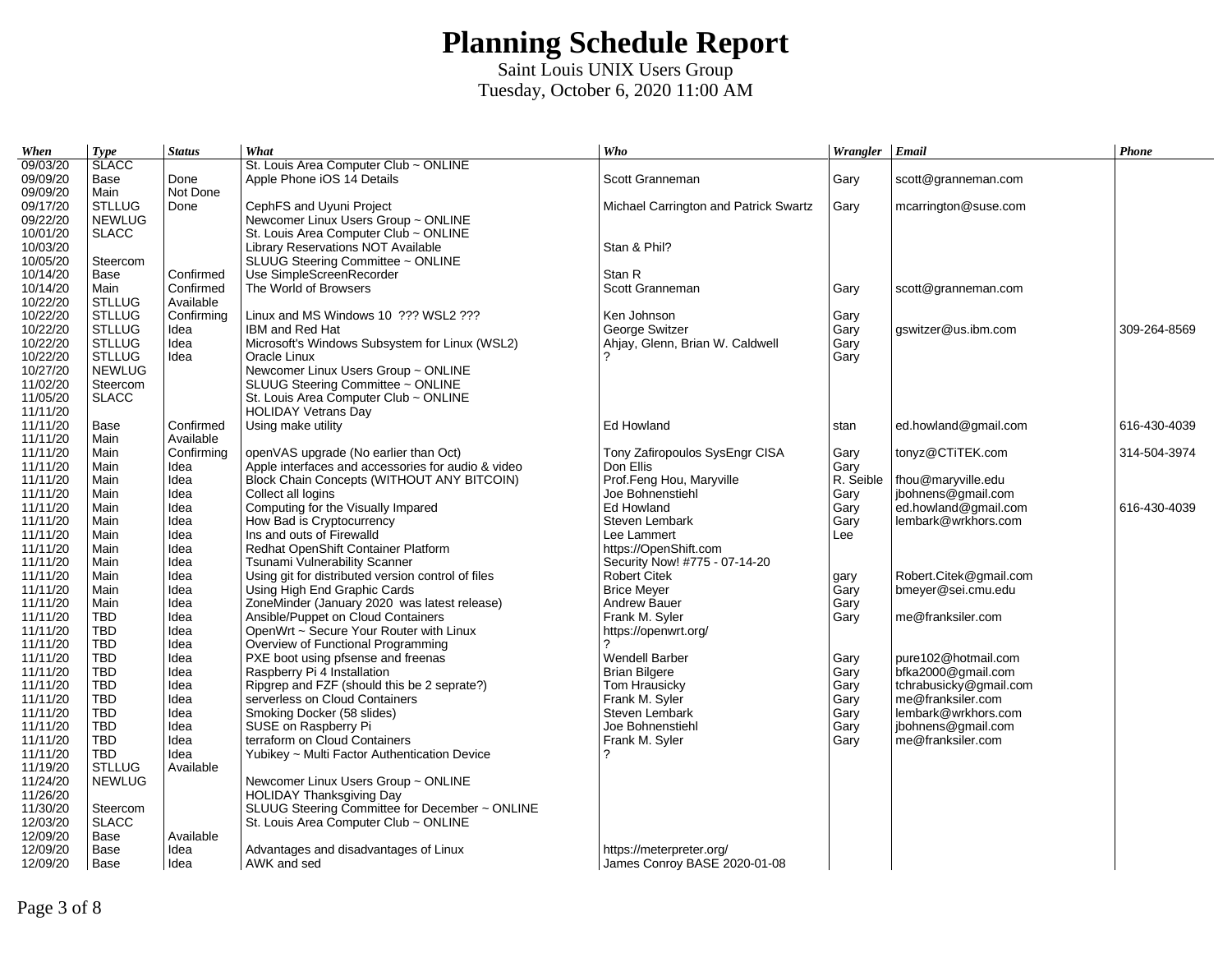# Planning Schedule Report

Saint Louis UNIX Users Group

Tuesday, October 6, 2020 11:00 AM

| *When* | *Type* | *Status* | *What* | *Who* | *Wrangler* | *Email* | *Phone* |
|---|---|---|---|---|---|---|---|
| 09/03/20 | SLACC | | St. Louis Area Computer Club ~ ONLINE | | | | |
| 09/09/20 | Base | Done | Apple Phone iOS 14 Details | Scott Granneman | Gary | scott@granneman.com | |
| 09/09/20 | Main | Not Done | | | | | |
| 09/17/20 | STLLUG | Done | CephFS and Uyuni Project | Michael Carrington and Patrick Swartz | Gary | mcarrington@suse.com | |
| 09/22/20 | NEWLUG | | Newcomer Linux Users Group ~ ONLINE | | | | |
| 10/01/20 | SLACC | | St. Louis Area Computer Club ~ ONLINE | | | | |
| 10/03/20 | | | Library Reservations NOT Available | Stan & Phil? | | | |
| 10/05/20 | Steercom | | SLUUG Steering Committee ~ ONLINE | | | | |
| 10/14/20 | Base | Confirmed | Use SimpleScreenRecorder | Stan R | | | |
| 10/14/20 | Main | Confirmed | The World of Browsers | Scott Granneman | Gary | scott@granneman.com | |
| 10/22/20 | STLLUG | Available | | | | | |
| 10/22/20 | STLLUG | Confirming | Linux and MS Windows 10 ??? WSL2 ??? | Ken Johnson | Gary | | |
| 10/22/20 | STLLUG | Idea | IBM and Red Hat | George Switzer | Gary | gswitzer@us.ibm.com | 309-264-8569 |
| 10/22/20 | STLLUG | Idea | Microsoft's Windows Subsystem for Linux (WSL2) | Ahjay, Glenn, Brian W. Caldwell | Gary | | |
| 10/22/20 | STLLUG | Idea | Oracle Linux | ? | Gary | | |
| 10/27/20 | NEWLUG | | Newcomer Linux Users Group ~ ONLINE | | | | |
| 11/02/20 | Steercom | | SLUUG Steering Committee ~ ONLINE | | | | |
| 11/05/20 | SLACC | | St. Louis Area Computer Club ~ ONLINE | | | | |
| 11/11/20 | | | HOLIDAY Vetrans Day | | | | |
| 11/11/20 | Base | Confirmed | Using make utility | Ed Howland | stan | ed.howland@gmail.com | 616-430-4039 |
| 11/11/20 | Main | Available | | | | | |
| 11/11/20 | Main | Confirming | openVAS upgrade (No earlier than Oct) | Tony Zafiropoulos SysEngr CISA | Gary | tonyz@CTiTEK.com | 314-504-3974 |
| 11/11/20 | Main | Idea | Apple interfaces and accessories for audio & video | Don Ellis | Gary | | |
| 11/11/20 | Main | Idea | Block Chain Concepts (WITHOUT ANY BITCOIN) | Prof.Feng Hou, Maryville | R. Seible | fhou@maryville.edu | |
| 11/11/20 | Main | Idea | Collect all logins | Joe Bohnenstiehl | Gary | jbohnens@gmail.com | |
| 11/11/20 | Main | Idea | Computing for the Visually Impared | Ed Howland | Gary | ed.howland@gmail.com | 616-430-4039 |
| 11/11/20 | Main | Idea | How Bad is Cryptocurrency | Steven Lembark | Gary | lembark@wrkhors.com | |
| 11/11/20 | Main | Idea | Ins and outs of Firewalld | Lee Lammert | Lee | | |
| 11/11/20 | Main | Idea | Redhat OpenShift Container Platform | https://OpenShift.com | | | |
| 11/11/20 | Main | Idea | Tsunami Vulnerability Scanner | Security Now! #775 - 07-14-20 | | | |
| 11/11/20 | Main | Idea | Using git for distributed version control of files | Robert Citek | gary | Robert.Citek@gmail.com | |
| 11/11/20 | Main | Idea | Using High End Graphic Cards | Brice Meyer | Gary | bmeyer@sei.cmu.edu | |
| 11/11/20 | Main | Idea | ZoneMinder (January 2020 was latest release) | Andrew Bauer | Gary | | |
| 11/11/20 | TBD | Idea | Ansible/Puppet on Cloud Containers | Frank M. Syler | Gary | me@franksiler.com | |
| 11/11/20 | TBD | Idea | OpenWrt ~ Secure Your Router with Linux | https://openwrt.org/ | | | |
| 11/11/20 | TBD | Idea | Overview of Functional Programming | ? | | | |
| 11/11/20 | TBD | Idea | PXE boot using pfsense and freenas | Wendell Barber | Gary | pure102@hotmail.com | |
| 11/11/20 | TBD | Idea | Raspberry Pi 4 Installation | Brian Bilgere | Gary | bfka2000@gmail.com | |
| 11/11/20 | TBD | Idea | Ripgrep and FZF (should this be 2 seprate?) | Tom Hrausicky | Gary | tchrabusicky@gmail.com | |
| 11/11/20 | TBD | Idea | serverless on Cloud Containers | Frank M. Syler | Gary | me@franksiler.com | |
| 11/11/20 | TBD | Idea | Smoking Docker (58 slides) | Steven Lembark | Gary | lembark@wrkhors.com | |
| 11/11/20 | TBD | Idea | SUSE on Raspberry Pi | Joe Bohnenstiehl | Gary | jbohnens@gmail.com | |
| 11/11/20 | TBD | Idea | terraform on Cloud Containers | Frank M. Syler | Gary | me@franksiler.com | |
| 11/11/20 | TBD | Idea | Yubikey ~ Multi Factor Authentication Device | ? | | | |
| 11/19/20 | STLLUG | Available | | | | | |
| 11/24/20 | NEWLUG | | Newcomer Linux Users Group ~ ONLINE | | | | |
| 11/26/20 | | | HOLIDAY Thanksgiving Day | | | | |
| 11/30/20 | Steercom | | SLUUG Steering Committee for December ~ ONLINE | | | | |
| 12/03/20 | SLACC | | St. Louis Area Computer Club ~ ONLINE | | | | |
| 12/09/20 | Base | Available | | | | | |
| 12/09/20 | Base | Idea | Advantages and disadvantages of Linux | https://meterpreter.org/ | | | |
| 12/09/20 | Base | Idea | AWK and sed | James Conroy BASE 2020-01-08 | | | |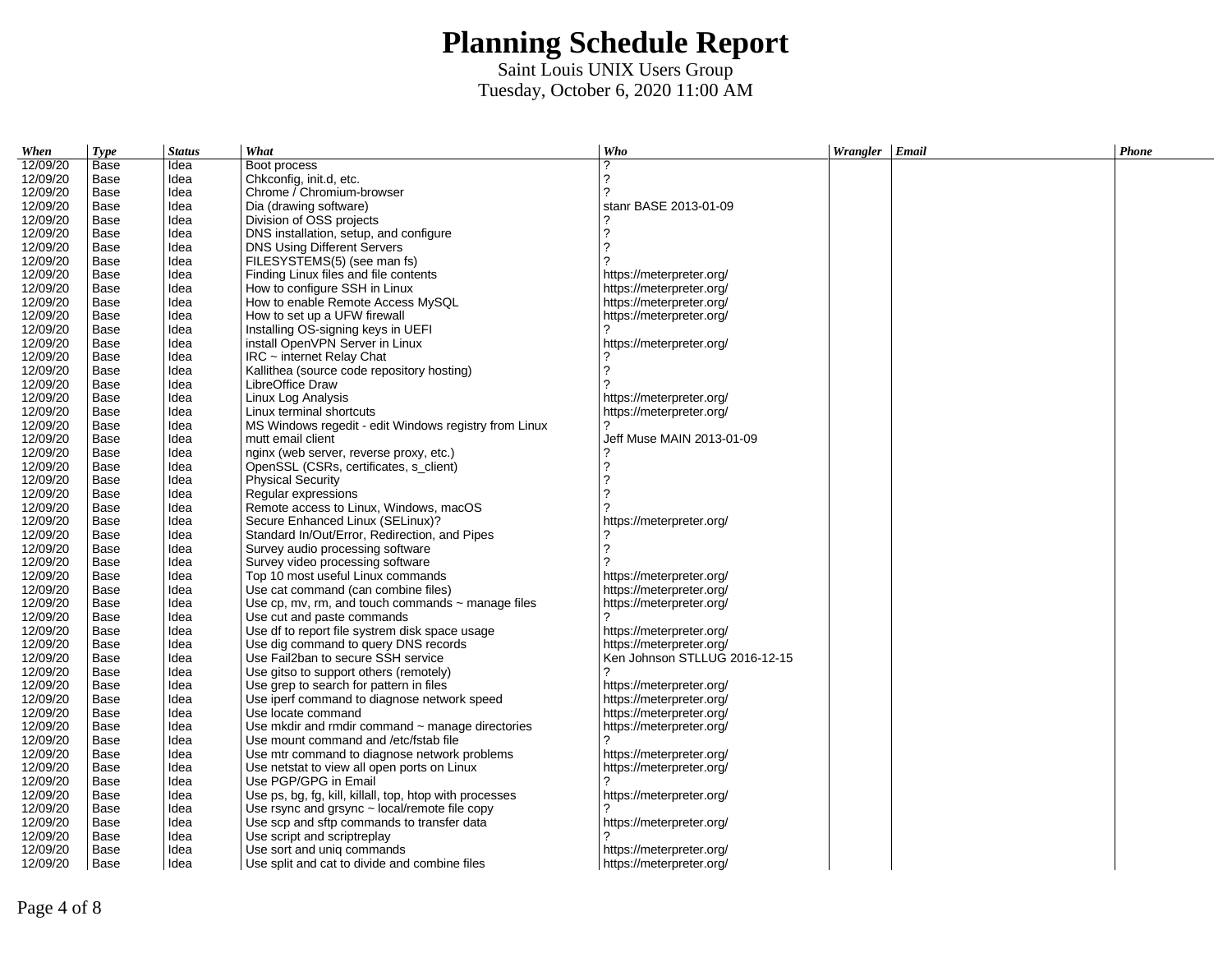# Planning Schedule Report

Saint Louis UNIX Users Group

Tuesday, October 6, 2020 11:00 AM

| *When* | *Type* | *Status* | *What* | *Who* | *Wrangler* | *Email* | *Phone* |
|---|---|---|---|---|---|---|---|
| 12/09/20 | Base | Idea | Boot process | ? | | | |
| 12/09/20 | Base | Idea | Chkconfig, init.d, etc. | ? | | | |
| 12/09/20 | Base | Idea | Chrome / Chromium-browser | ? | | | |
| 12/09/20 | Base | Idea | Dia (drawing software) | stanr BASE 2013-01-09 | | | |
| 12/09/20 | Base | Idea | Division of OSS projects | ? | | | |
| 12/09/20 | Base | Idea | DNS installation, setup, and configure | ? | | | |
| 12/09/20 | Base | Idea | DNS Using Different Servers | ? | | | |
| 12/09/20 | Base | Idea | FILESYSTEMS(5) (see man fs) | ? | | | |
| 12/09/20 | Base | Idea | Finding Linux files and file contents | https://meterpreter.org/ | | | |
| 12/09/20 | Base | Idea | How to configure SSH in Linux | https://meterpreter.org/ | | | |
| 12/09/20 | Base | Idea | How to enable Remote Access MySQL | https://meterpreter.org/ | | | |
| 12/09/20 | Base | Idea | How to set up a UFW firewall | https://meterpreter.org/ | | | |
| 12/09/20 | Base | Idea | Installing OS-signing keys in UEFI | ? | | | |
| 12/09/20 | Base | Idea | install OpenVPN Server in Linux | https://meterpreter.org/ | | | |
| 12/09/20 | Base | Idea | IRC ~ internet Relay Chat | ? | | | |
| 12/09/20 | Base | Idea | Kallithea (source code repository hosting) | ? | | | |
| 12/09/20 | Base | Idea | LibreOffice Draw | ? | | | |
| 12/09/20 | Base | Idea | Linux Log Analysis | https://meterpreter.org/ | | | |
| 12/09/20 | Base | Idea | Linux terminal shortcuts | https://meterpreter.org/ | | | |
| 12/09/20 | Base | Idea | MS Windows regedit - edit Windows registry from Linux | ? | | | |
| 12/09/20 | Base | Idea | mutt email client | Jeff Muse MAIN 2013-01-09 | | | |
| 12/09/20 | Base | Idea | nginx (web server, reverse proxy, etc.) | ? | | | |
| 12/09/20 | Base | Idea | OpenSSL (CSRs, certificates, s_client) | ? | | | |
| 12/09/20 | Base | Idea | Physical Security | ? | | | |
| 12/09/20 | Base | Idea | Regular expressions | ? | | | |
| 12/09/20 | Base | Idea | Remote access to Linux, Windows, macOS | ? | | | |
| 12/09/20 | Base | Idea | Secure Enhanced Linux (SELinux)? | https://meterpreter.org/ | | | |
| 12/09/20 | Base | Idea | Standard In/Out/Error, Redirection, and Pipes | ? | | | |
| 12/09/20 | Base | Idea | Survey audio processing software | ? | | | |
| 12/09/20 | Base | Idea | Survey video processing software | ? | | | |
| 12/09/20 | Base | Idea | Top 10 most useful Linux commands | https://meterpreter.org/ | | | |
| 12/09/20 | Base | Idea | Use cat command (can combine files) | https://meterpreter.org/ | | | |
| 12/09/20 | Base | Idea | Use cp, mv, rm, and touch commands ~ manage files | https://meterpreter.org/ | | | |
| 12/09/20 | Base | Idea | Use cut and paste commands | ? | | | |
| 12/09/20 | Base | Idea | Use df to report file systrem disk space usage | https://meterpreter.org/ | | | |
| 12/09/20 | Base | Idea | Use dig command to query DNS records | https://meterpreter.org/ | | | |
| 12/09/20 | Base | Idea | Use Fail2ban to secure SSH service | Ken Johnson STLLUG 2016-12-15 | | | |
| 12/09/20 | Base | Idea | Use gitso to support others (remotely) | ? | | | |
| 12/09/20 | Base | Idea | Use grep to search for pattern in files | https://meterpreter.org/ | | | |
| 12/09/20 | Base | Idea | Use iperf command to diagnose network speed | https://meterpreter.org/ | | | |
| 12/09/20 | Base | Idea | Use locate command | https://meterpreter.org/ | | | |
| 12/09/20 | Base | Idea | Use mkdir and rmdir command ~ manage directories | https://meterpreter.org/ | | | |
| 12/09/20 | Base | Idea | Use mount command and /etc/fstab file | ? | | | |
| 12/09/20 | Base | Idea | Use mtr command to diagnose network problems | https://meterpreter.org/ | | | |
| 12/09/20 | Base | Idea | Use netstat to view all open ports on Linux | https://meterpreter.org/ | | | |
| 12/09/20 | Base | Idea | Use PGP/GPG in Email | ? | | | |
| 12/09/20 | Base | Idea | Use ps, bg, fg, kill, killall, top, htop with processes | https://meterpreter.org/ | | | |
| 12/09/20 | Base | Idea | Use rsync and grsync ~ local/remote file copy | ? | | | |
| 12/09/20 | Base | Idea | Use scp and sftp commands to transfer data | https://meterpreter.org/ | | | |
| 12/09/20 | Base | Idea | Use script and scriptreplay | ? | | | |
| 12/09/20 | Base | Idea | Use sort and uniq commands | https://meterpreter.org/ | | | |
| 12/09/20 | Base | Idea | Use split and cat to divide and combine files | https://meterpreter.org/ | | | |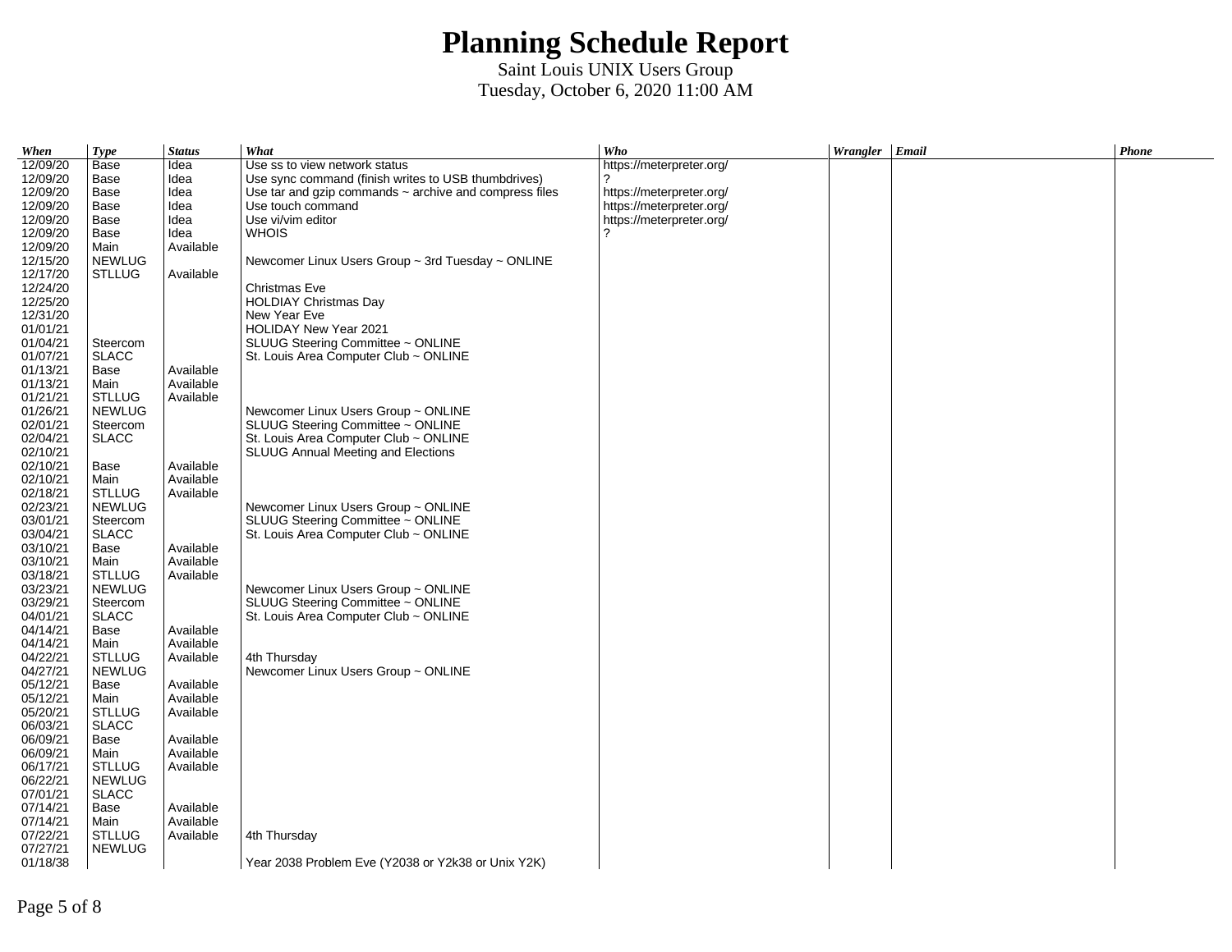# Planning Schedule Report

Saint Louis UNIX Users Group

Tuesday, October 6, 2020 11:00 AM

| *When* | *Type* | *Status* | *What* | *Who* | *Wrangler* | *Email* | *Phone* |
|---|---|---|---|---|---|---|---|
| 12/09/20 | Base | Idea | Use ss to view network status | https://meterpreter.org/ | | | |
| 12/09/20 | Base | Idea | Use sync command (finish writes to USB thumbdrives) | ? | | | |
| 12/09/20 | Base | Idea | Use tar and gzip commands ~ archive and compress files | https://meterpreter.org/ | | | |
| 12/09/20 | Base | Idea | Use touch command | https://meterpreter.org/ | | | |
| 12/09/20 | Base | Idea | Use vi/vim editor | https://meterpreter.org/ | | | |
| 12/09/20 | Base | Idea | WHOIS | ? | | | |
| 12/09/20 | Main | Available | | | | | |
| 12/15/20 | NEWLUG | | Newcomer Linux Users Group ~ 3rd Tuesday ~ ONLINE | | | | |
| 12/17/20 | STLLUG | Available | | | | | |
| 12/24/20 | | | Christmas Eve | | | | |
| 12/25/20 | | | HOLDIAY Christmas Day | | | | |
| 12/31/20 | | | New Year Eve | | | | |
| 01/01/21 | | | HOLIDAY New Year 2021 | | | | |
| 01/04/21 | Steercom | | SLUUG Steering Committee ~ ONLINE | | | | |
| 01/07/21 | SLACC | | St. Louis Area Computer Club ~ ONLINE | | | | |
| 01/13/21 | Base | Available | | | | | |
| 01/13/21 | Main | Available | | | | | |
| 01/21/21 | STLLUG | Available | | | | | |
| 01/26/21 | NEWLUG | | Newcomer Linux Users Group ~ ONLINE | | | | |
| 02/01/21 | Steercom | | SLUUG Steering Committee ~ ONLINE | | | | |
| 02/04/21 | SLACC | | St. Louis Area Computer Club ~ ONLINE | | | | |
| 02/10/21 | | | SLUUG Annual Meeting and Elections | | | | |
| 02/10/21 | Base | Available | | | | | |
| 02/10/21 | Main | Available | | | | | |
| 02/18/21 | STLLUG | Available | | | | | |
| 02/23/21 | NEWLUG | | Newcomer Linux Users Group ~ ONLINE | | | | |
| 03/01/21 | Steercom | | SLUUG Steering Committee ~ ONLINE | | | | |
| 03/04/21 | SLACC | | St. Louis Area Computer Club ~ ONLINE | | | | |
| 03/10/21 | Base | Available | | | | | |
| 03/10/21 | Main | Available | | | | | |
| 03/18/21 | STLLUG | Available | | | | | |
| 03/23/21 | NEWLUG | | Newcomer Linux Users Group ~ ONLINE | | | | |
| 03/29/21 | Steercom | | SLUUG Steering Committee ~ ONLINE | | | | |
| 04/01/21 | SLACC | | St. Louis Area Computer Club ~ ONLINE | | | | |
| 04/14/21 | Base | Available | | | | | |
| 04/14/21 | Main | Available | | | | | |
| 04/22/21 | STLLUG | Available | 4th Thursday | | | | |
| 04/27/21 | NEWLUG | | Newcomer Linux Users Group ~ ONLINE | | | | |
| 05/12/21 | Base | Available | | | | | |
| 05/12/21 | Main | Available | | | | | |
| 05/20/21 | STLLUG | Available | | | | | |
| 06/03/21 | SLACC | | | | | | |
| 06/09/21 | Base | Available | | | | | |
| 06/09/21 | Main | Available | | | | | |
| 06/17/21 | STLLUG | Available | | | | | |
| 06/22/21 | NEWLUG | | | | | | |
| 07/01/21 | SLACC | | | | | | |
| 07/14/21 | Base | Available | | | | | |
| 07/14/21 | Main | Available | | | | | |
| 07/22/21 | STLLUG | Available | 4th Thursday | | | | |
| 07/27/21 | NEWLUG | | | | | | |
| 01/18/38 | | | Year 2038 Problem Eve (Y2038 or Y2k38 or Unix Y2K) | | | | |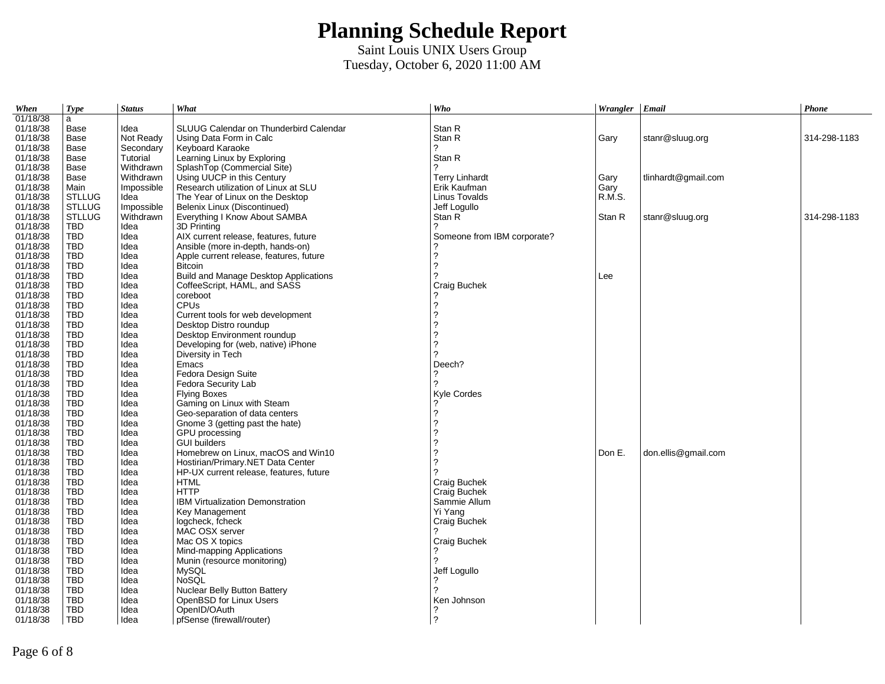# Planning Schedule Report

Saint Louis UNIX Users Group

Tuesday, October 6, 2020 11:00 AM

| When | Type | Status | What | Who | Wrangler | Email | Phone |
|---|---|---|---|---|---|---|---|
| 01/18/38 | a | | | | | | |
| 01/18/38 | Base | Idea | SLUUG Calendar on Thunderbird Calendar | Stan R | | | |
| 01/18/38 | Base | Not Ready | Using Data Form in Calc | Stan R | Gary | stanr@sluug.org | 314-298-1183 |
| 01/18/38 | Base | Secondary | Keyboard Karaoke | ? | | | |
| 01/18/38 | Base | Tutorial | Learning Linux by Exploring | Stan R | | | |
| 01/18/38 | Base | Withdrawn | SplashTop (Commercial Site) | ? | | | |
| 01/18/38 | Base | Withdrawn | Using UUCP in this Century | Terry Linhardt | Gary | tlinhardt@gmail.com | |
| 01/18/38 | Main | Impossible | Research utilization of Linux at SLU | Erik Kaufman | Gary | | |
| 01/18/38 | STLLUG | Idea | The Year of Linux on the Desktop | Linus Tovalds | R.M.S. | | |
| 01/18/38 | STLLUG | Impossible | Belenix Linux (Discontinued) | Jeff Logullo | | | |
| 01/18/38 | STLLUG | Withdrawn | Everything I Know About SAMBA | Stan R | Stan R | stanr@sluug.org | 314-298-1183 |
| 01/18/38 | TBD | Idea | 3D Printing | ? | | | |
| 01/18/38 | TBD | Idea | AIX current release, features, future | Someone from IBM corporate? | | | |
| 01/18/38 | TBD | Idea | Ansible (more in-depth, hands-on) | ? | | | |
| 01/18/38 | TBD | Idea | Apple current release, features, future | ? | | | |
| 01/18/38 | TBD | Idea | Bitcoin | ? | | | |
| 01/18/38 | TBD | Idea | Build and Manage Desktop Applications | ? | Lee | | |
| 01/18/38 | TBD | Idea | CoffeeScript, HAML, and SASS | Craig Buchek | | | |
| 01/18/38 | TBD | Idea | coreboot | ? | | | |
| 01/18/38 | TBD | Idea | CPUs | ? | | | |
| 01/18/38 | TBD | Idea | Current tools for web development | ? | | | |
| 01/18/38 | TBD | Idea | Desktop Distro roundup | ? | | | |
| 01/18/38 | TBD | Idea | Desktop Environment roundup | ? | | | |
| 01/18/38 | TBD | Idea | Developing for (web, native) iPhone | ? | | | |
| 01/18/38 | TBD | Idea | Diversity in Tech | ? | | | |
| 01/18/38 | TBD | Idea | Emacs | Deech? | | | |
| 01/18/38 | TBD | Idea | Fedora Design Suite | ? | | | |
| 01/18/38 | TBD | Idea | Fedora Security Lab | ? | | | |
| 01/18/38 | TBD | Idea | Flying Boxes | Kyle Cordes | | | |
| 01/18/38 | TBD | Idea | Gaming on Linux with Steam | ? | | | |
| 01/18/38 | TBD | Idea | Geo-separation of data centers | ? | | | |
| 01/18/38 | TBD | Idea | Gnome 3 (getting past the hate) | ? | | | |
| 01/18/38 | TBD | Idea | GPU processing | ? | | | |
| 01/18/38 | TBD | Idea | GUI builders | ? | | | |
| 01/18/38 | TBD | Idea | Homebrew on Linux, macOS and Win10 | ? | Don E. | don.ellis@gmail.com | |
| 01/18/38 | TBD | Idea | Hostirian/Primary.NET Data Center | ? | | | |
| 01/18/38 | TBD | Idea | HP-UX current release, features, future | ? | | | |
| 01/18/38 | TBD | Idea | HTML | Craig Buchek | | | |
| 01/18/38 | TBD | Idea | HTTP | Craig Buchek | | | |
| 01/18/38 | TBD | Idea | IBM Virtualization Demonstration | Sammie Allum | | | |
| 01/18/38 | TBD | Idea | Key Management | Yi Yang | | | |
| 01/18/38 | TBD | Idea | logcheck, fcheck | Craig Buchek | | | |
| 01/18/38 | TBD | Idea | MAC OSX server | ? | | | |
| 01/18/38 | TBD | Idea | Mac OS X topics | Craig Buchek | | | |
| 01/18/38 | TBD | Idea | Mind-mapping Applications | ? | | | |
| 01/18/38 | TBD | Idea | Munin (resource monitoring) | ? | | | |
| 01/18/38 | TBD | Idea | MySQL | Jeff Logullo | | | |
| 01/18/38 | TBD | Idea | NoSQL | ? | | | |
| 01/18/38 | TBD | Idea | Nuclear Belly Button Battery | ? | | | |
| 01/18/38 | TBD | Idea | OpenBSD for Linux Users | Ken Johnson | | | |
| 01/18/38 | TBD | Idea | OpenID/OAuth | ? | | | |
| 01/18/38 | TBD | Idea | pfSense (firewall/router) | ? | | | |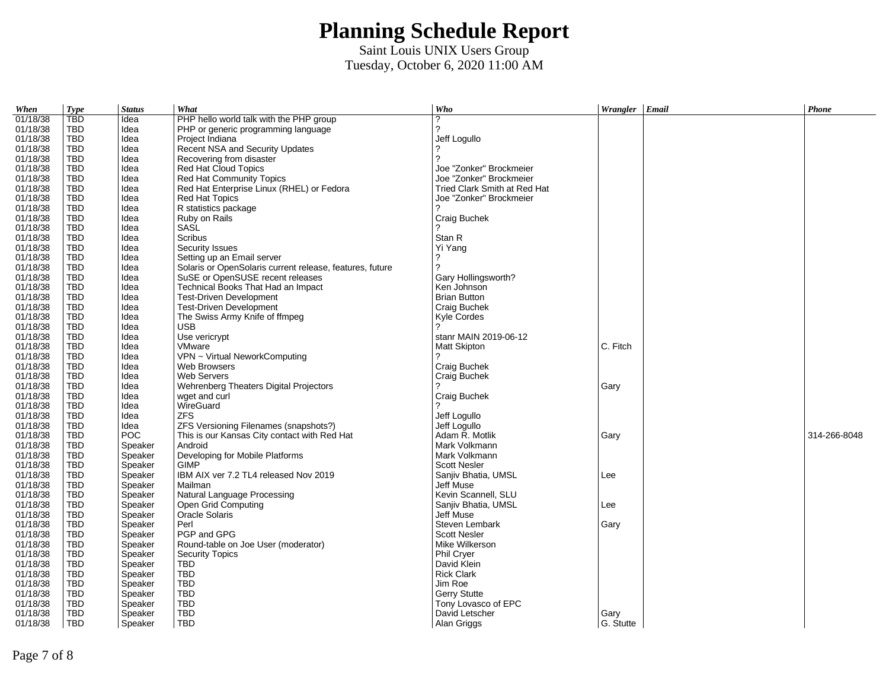# Planning Schedule Report

Saint Louis UNIX Users Group

Tuesday, October 6, 2020 11:00 AM

| *When* | *Type* | *Status* | *What* | *Who* | *Wrangler* | *Email* | *Phone* |
|---|---|---|---|---|---|---|---|
| 01/18/38 | TBD | Idea | PHP hello world talk with the PHP group | ? | | | |
| 01/18/38 | TBD | Idea | PHP or generic programming language | ? | | | |
| 01/18/38 | TBD | Idea | Project Indiana | Jeff Logullo | | | |
| 01/18/38 | TBD | Idea | Recent NSA and Security Updates | ? | | | |
| 01/18/38 | TBD | Idea | Recovering from disaster | ? | | | |
| 01/18/38 | TBD | Idea | Red Hat Cloud Topics | Joe "Zonker" Brockmeier | | | |
| 01/18/38 | TBD | Idea | Red Hat Community Topics | Joe "Zonker" Brockmeier | | | |
| 01/18/38 | TBD | Idea | Red Hat Enterprise Linux (RHEL) or Fedora | Tried Clark Smith at Red Hat | | | |
| 01/18/38 | TBD | Idea | Red Hat Topics | Joe "Zonker" Brockmeier | | | |
| 01/18/38 | TBD | Idea | R statistics package | ? | | | |
| 01/18/38 | TBD | Idea | Ruby on Rails | Craig Buchek | | | |
| 01/18/38 | TBD | Idea | SASL | ? | | | |
| 01/18/38 | TBD | Idea | Scribus | Stan R | | | |
| 01/18/38 | TBD | Idea | Security Issues | Yi Yang | | | |
| 01/18/38 | TBD | Idea | Setting up an Email server | ? | | | |
| 01/18/38 | TBD | Idea | Solaris or OpenSolaris current release, features, future | ? | | | |
| 01/18/38 | TBD | Idea | SuSE or OpenSUSE recent releases | Gary Hollingsworth? | | | |
| 01/18/38 | TBD | Idea | Technical Books That Had an Impact | Ken Johnson | | | |
| 01/18/38 | TBD | Idea | Test-Driven Development | Brian Button | | | |
| 01/18/38 | TBD | Idea | Test-Driven Development | Craig Buchek | | | |
| 01/18/38 | TBD | Idea | The Swiss Army Knife of ffmpeg | Kyle Cordes | | | |
| 01/18/38 | TBD | Idea | USB | ? | | | |
| 01/18/38 | TBD | Idea | Use vericrypt | stanr MAIN 2019-06-12 | | | |
| 01/18/38 | TBD | Idea | VMware | Matt Skipton | C. Fitch | | |
| 01/18/38 | TBD | Idea | VPN ~ Virtual NeworkComputing | ? | | | |
| 01/18/38 | TBD | Idea | Web Browsers | Craig Buchek | | | |
| 01/18/38 | TBD | Idea | Web Servers | Craig Buchek | | | |
| 01/18/38 | TBD | Idea | Wehrenberg Theaters Digital Projectors | ? | Gary | | |
| 01/18/38 | TBD | Idea | wget and curl | Craig Buchek | | | |
| 01/18/38 | TBD | Idea | WireGuard | ? | | | |
| 01/18/38 | TBD | Idea | ZFS | Jeff Logullo | | | |
| 01/18/38 | TBD | Idea | ZFS Versioning Filenames (snapshots?) | Jeff Logullo | | | |
| 01/18/38 | TBD | POC | This is our Kansas City contact with Red Hat | Adam R. Motlik | Gary | | 314-266-8048 |
| 01/18/38 | TBD | Speaker | Android | Mark Volkmann | | | |
| 01/18/38 | TBD | Speaker | Developing for Mobile Platforms | Mark Volkmann | | | |
| 01/18/38 | TBD | Speaker | GIMP | Scott Nesler | | | |
| 01/18/38 | TBD | Speaker | IBM AIX ver 7.2 TL4 released Nov 2019 | Sanjiv Bhatia, UMSL | Lee | | |
| 01/18/38 | TBD | Speaker | Mailman | Jeff Muse | | | |
| 01/18/38 | TBD | Speaker | Natural Language Processing | Kevin Scannell, SLU | | | |
| 01/18/38 | TBD | Speaker | Open Grid Computing | Sanjiv Bhatia, UMSL | Lee | | |
| 01/18/38 | TBD | Speaker | Oracle Solaris | Jeff Muse | | | |
| 01/18/38 | TBD | Speaker | Perl | Steven Lembark | Gary | | |
| 01/18/38 | TBD | Speaker | PGP and GPG | Scott Nesler | | | |
| 01/18/38 | TBD | Speaker | Round-table on Joe User (moderator) | Mike Wilkerson | | | |
| 01/18/38 | TBD | Speaker | Security Topics | Phil Cryer | | | |
| 01/18/38 | TBD | Speaker | TBD | David Klein | | | |
| 01/18/38 | TBD | Speaker | TBD | Rick Clark | | | |
| 01/18/38 | TBD | Speaker | TBD | Jim Roe | | | |
| 01/18/38 | TBD | Speaker | TBD | Gerry Stutte | | | |
| 01/18/38 | TBD | Speaker | TBD | Tony Lovasco of EPC | | | |
| 01/18/38 | TBD | Speaker | TBD | David Letscher | Gary | | |
| 01/18/38 | TBD | Speaker | TBD | Alan Griggs | G. Stutte | | |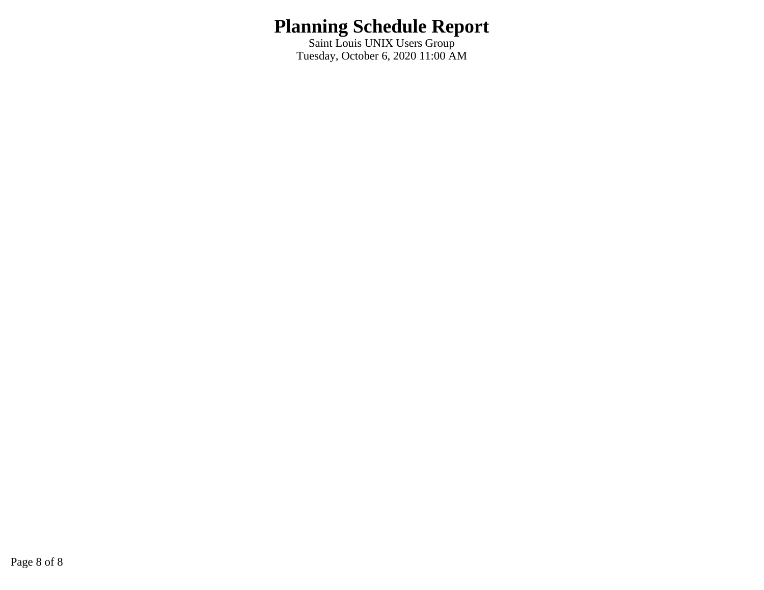# Planning Schedule Report

Saint Louis UNIX Users Group

Tuesday, October 6, 2020 11:00 AM